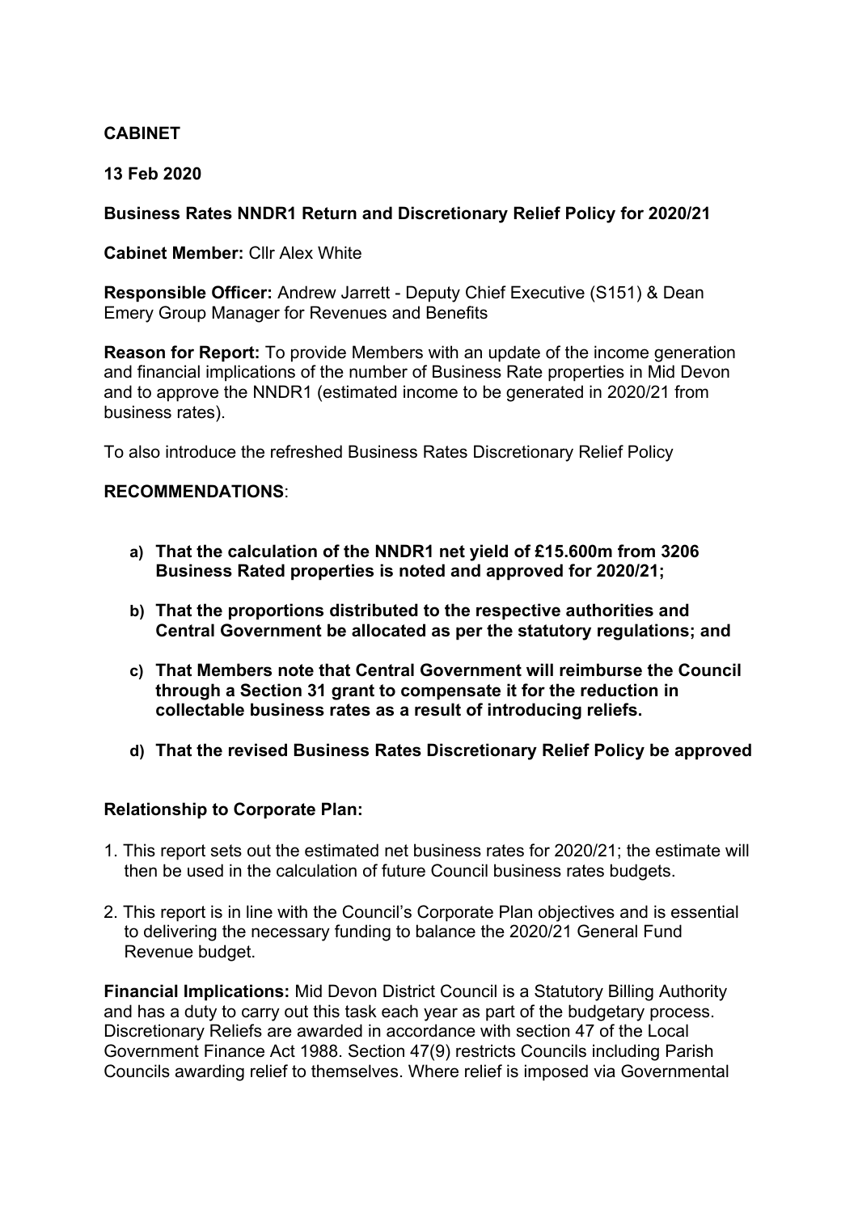**CABINET**

**13 Feb 2020**

**Business Rates NNDR1 Return and Discretionary Relief Policy for 2020/21**

**Cabinet Member:** Cllr Alex White

**Responsible Officer:** Andrew Jarrett - Deputy Chief Executive (S151) & Dean Emery Group Manager for Revenues and Benefits

**Reason for Report:** To provide Members with an update of the income generation and financial implications of the number of Business Rate properties in Mid Devon and to approve the NNDR1 (estimated income to be generated in 2020/21 from business rates).

To also introduce the refreshed Business Rates Discretionary Relief Policy

**RECOMMENDATIONS**:

a) **That the calculation of the NNDR1 net yield of £15.600m from 3206 Business Rated properties is noted and approved for 2020/21;**

b) **That the proportions distributed to the respective authorities and Central Government be allocated as per the statutory regulations; and**

c) **That Members note that Central Government will reimburse the Council through a Section 31 grant to compensate it for the reduction in collectable business rates as a result of introducing reliefs.**

d) **That the revised Business Rates Discretionary Relief Policy be approved**

**Relationship to Corporate Plan:**

1. This report sets out the estimated net business rates for 2020/21; the estimate will then be used in the calculation of future Council business rates budgets.

2. This report is in line with the Council's Corporate Plan objectives and is essential to delivering the necessary funding to balance the 2020/21 General Fund Revenue budget.

**Financial Implications:** Mid Devon District Council is a Statutory Billing Authority and has a duty to carry out this task each year as part of the budgetary process. Discretionary Reliefs are awarded in accordance with section 47 of the Local Government Finance Act 1988. Section 47(9) restricts Councils including Parish Councils awarding relief to themselves. Where relief is imposed via Governmental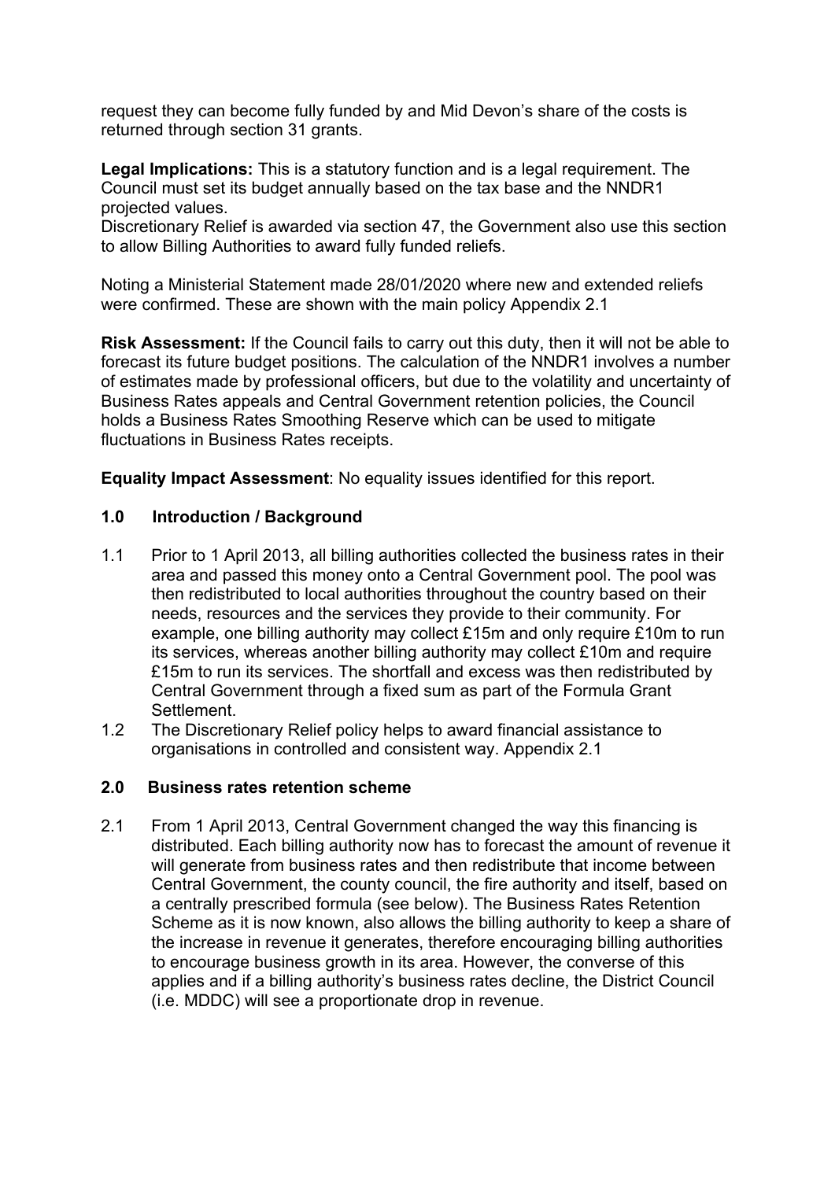request they can become fully funded by and Mid Devon's share of the costs is returned through section 31 grants.

**Legal Implications:** This is a statutory function and is a legal requirement. The Council must set its budget annually based on the tax base and the NNDR1 projected values.
Discretionary Relief is awarded via section 47, the Government also use this section to allow Billing Authorities to award fully funded reliefs.

Noting a Ministerial Statement made 28/01/2020 where new and extended reliefs were confirmed. These are shown with the main policy Appendix 2.1

**Risk Assessment:** If the Council fails to carry out this duty, then it will not be able to forecast its future budget positions. The calculation of the NNDR1 involves a number of estimates made by professional officers, but due to the volatility and uncertainty of Business Rates appeals and Central Government retention policies, the Council holds a Business Rates Smoothing Reserve which can be used to mitigate fluctuations in Business Rates receipts.

**Equality Impact Assessment**: No equality issues identified for this report.

## 1.0 Introduction / Background

1.1 Prior to 1 April 2013, all billing authorities collected the business rates in their area and passed this money onto a Central Government pool. The pool was then redistributed to local authorities throughout the country based on their needs, resources and the services they provide to their community. For example, one billing authority may collect £15m and only require £10m to run its services, whereas another billing authority may collect £10m and require £15m to run its services. The shortfall and excess was then redistributed by Central Government through a fixed sum as part of the Formula Grant Settlement.

1.2 The Discretionary Relief policy helps to award financial assistance to organisations in controlled and consistent way. Appendix 2.1

## 2.0 Business rates retention scheme

2.1 From 1 April 2013, Central Government changed the way this financing is distributed. Each billing authority now has to forecast the amount of revenue it will generate from business rates and then redistribute that income between Central Government, the county council, the fire authority and itself, based on a centrally prescribed formula (see below). The Business Rates Retention Scheme as it is now known, also allows the billing authority to keep a share of the increase in revenue it generates, therefore encouraging billing authorities to encourage business growth in its area. However, the converse of this applies and if a billing authority's business rates decline, the District Council (i.e. MDDC) will see a proportionate drop in revenue.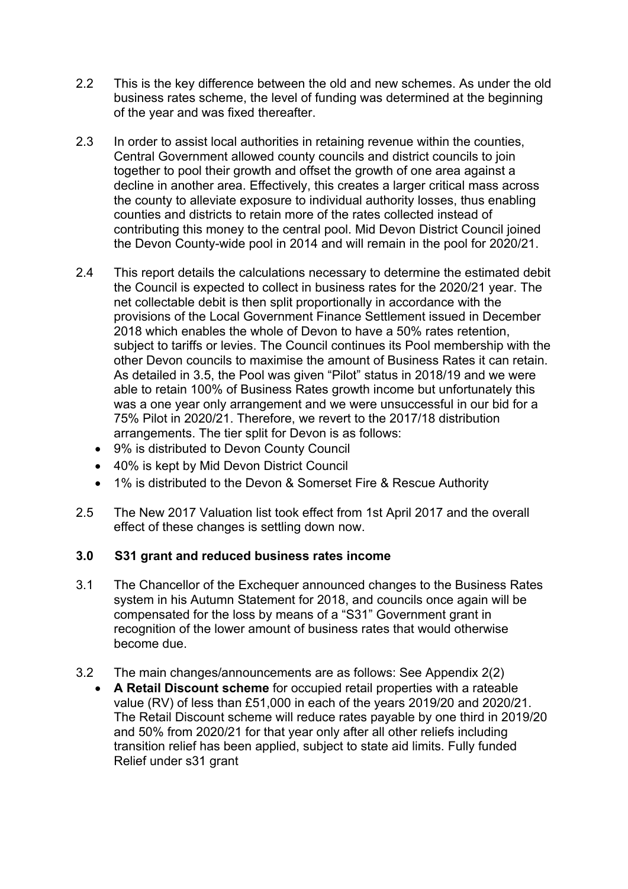2.2 This is the key difference between the old and new schemes. As under the old business rates scheme, the level of funding was determined at the beginning of the year and was fixed thereafter.

2.3 In order to assist local authorities in retaining revenue within the counties, Central Government allowed county councils and district councils to join together to pool their growth and offset the growth of one area against a decline in another area. Effectively, this creates a larger critical mass across the county to alleviate exposure to individual authority losses, thus enabling counties and districts to retain more of the rates collected instead of contributing this money to the central pool. Mid Devon District Council joined the Devon County-wide pool in 2014 and will remain in the pool for 2020/21.

2.4 This report details the calculations necessary to determine the estimated debit the Council is expected to collect in business rates for the 2020/21 year. The net collectable debit is then split proportionally in accordance with the provisions of the Local Government Finance Settlement issued in December 2018 which enables the whole of Devon to have a 50% rates retention, subject to tariffs or levies. The Council continues its Pool membership with the other Devon councils to maximise the amount of Business Rates it can retain. As detailed in 3.5, the Pool was given "Pilot" status in 2018/19 and we were able to retain 100% of Business Rates growth income but unfortunately this was a one year only arrangement and we were unsuccessful in our bid for a 75% Pilot in 2020/21. Therefore, we revert to the 2017/18 distribution arrangements. The tier split for Devon is as follows:

- 9% is distributed to Devon County Council
- 40% is kept by Mid Devon District Council
- 1% is distributed to the Devon & Somerset Fire & Rescue Authority

2.5 The New 2017 Valuation list took effect from 1st April 2017 and the overall effect of these changes is settling down now.

### 3.0 S31 grant and reduced business rates income

3.1 The Chancellor of the Exchequer announced changes to the Business Rates system in his Autumn Statement for 2018, and councils once again will be compensated for the loss by means of a "S31" Government grant in recognition of the lower amount of business rates that would otherwise become due.

3.2 The main changes/announcements are as follows: See Appendix 2(2)

- **A Retail Discount scheme** for occupied retail properties with a rateable value (RV) of less than £51,000 in each of the years 2019/20 and 2020/21. The Retail Discount scheme will reduce rates payable by one third in 2019/20 and 50% from 2020/21 for that year only after all other reliefs including transition relief has been applied, subject to state aid limits. Fully funded Relief under s31 grant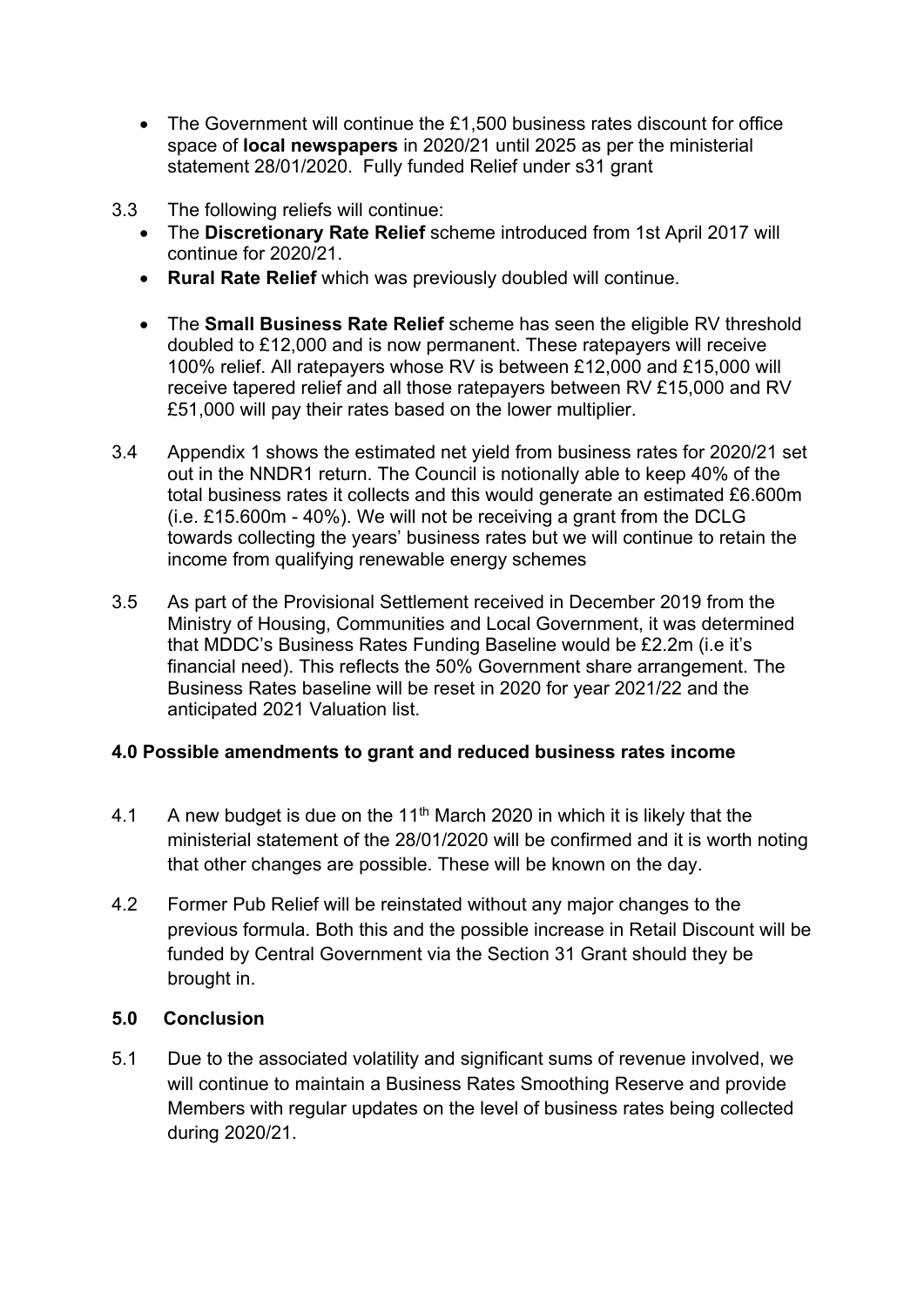- The Government will continue the £1,500 business rates discount for office space of **local newspapers** in 2020/21 until 2025 as per the ministerial statement 28/01/2020. Fully funded Relief under s31 grant

3.3 The following reliefs will continue:

- The **Discretionary Rate Relief** scheme introduced from 1st April 2017 will continue for 2020/21.
- **Rural Rate Relief** which was previously doubled will continue.
- The **Small Business Rate Relief** scheme has seen the eligible RV threshold doubled to £12,000 and is now permanent. These ratepayers will receive 100% relief. All ratepayers whose RV is between £12,000 and £15,000 will receive tapered relief and all those ratepayers between RV £15,000 and RV £51,000 will pay their rates based on the lower multiplier.

3.4 Appendix 1 shows the estimated net yield from business rates for 2020/21 set out in the NNDR1 return. The Council is notionally able to keep 40% of the total business rates it collects and this would generate an estimated £6.600m (i.e. £15.600m - 40%). We will not be receiving a grant from the DCLG towards collecting the years' business rates but we will continue to retain the income from qualifying renewable energy schemes

3.5 As part of the Provisional Settlement received in December 2019 from the Ministry of Housing, Communities and Local Government, it was determined that MDDC's Business Rates Funding Baseline would be £2.2m (i.e it's financial need). This reflects the 50% Government share arrangement. The Business Rates baseline will be reset in 2020 for year 2021/22 and the anticipated 2021 Valuation list.

## 4.0 Possible amendments to grant and reduced business rates income

4.1 A new budget is due on the 11th March 2020 in which it is likely that the ministerial statement of the 28/01/2020 will be confirmed and it is worth noting that other changes are possible. These will be known on the day.

4.2 Former Pub Relief will be reinstated without any major changes to the previous formula. Both this and the possible increase in Retail Discount will be funded by Central Government via the Section 31 Grant should they be brought in.

## 5.0 Conclusion

5.1 Due to the associated volatility and significant sums of revenue involved, we will continue to maintain a Business Rates Smoothing Reserve and provide Members with regular updates on the level of business rates being collected during 2020/21.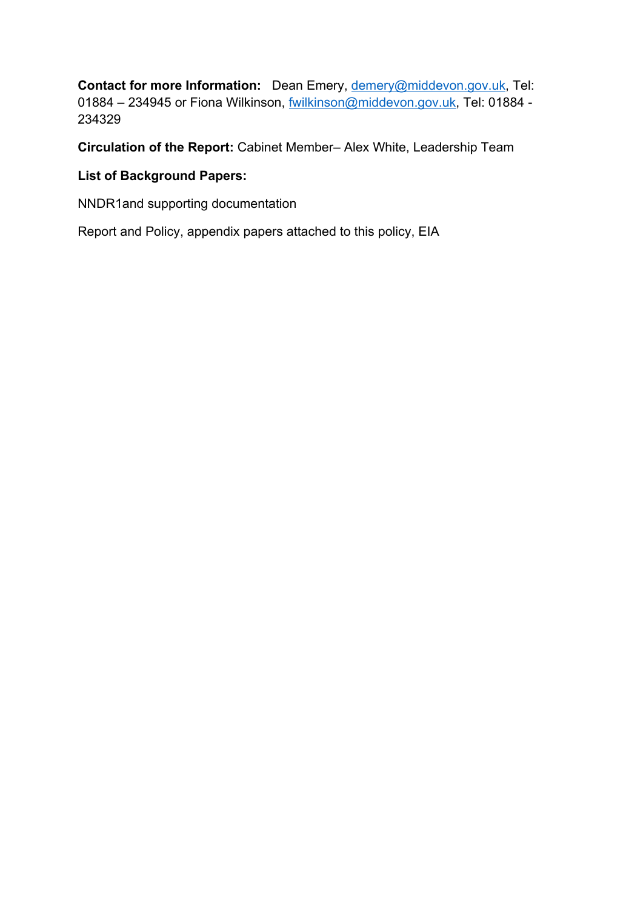**Contact for more Information:** Dean Emery, demery@middevon.gov.uk, Tel: 01884 – 234945 or Fiona Wilkinson, fwilkinson@middevon.gov.uk, Tel: 01884 - 234329

**Circulation of the Report:** Cabinet Member– Alex White, Leadership Team

**List of Background Papers:**

NNDR1and supporting documentation

Report and Policy, appendix papers attached to this policy, EIA